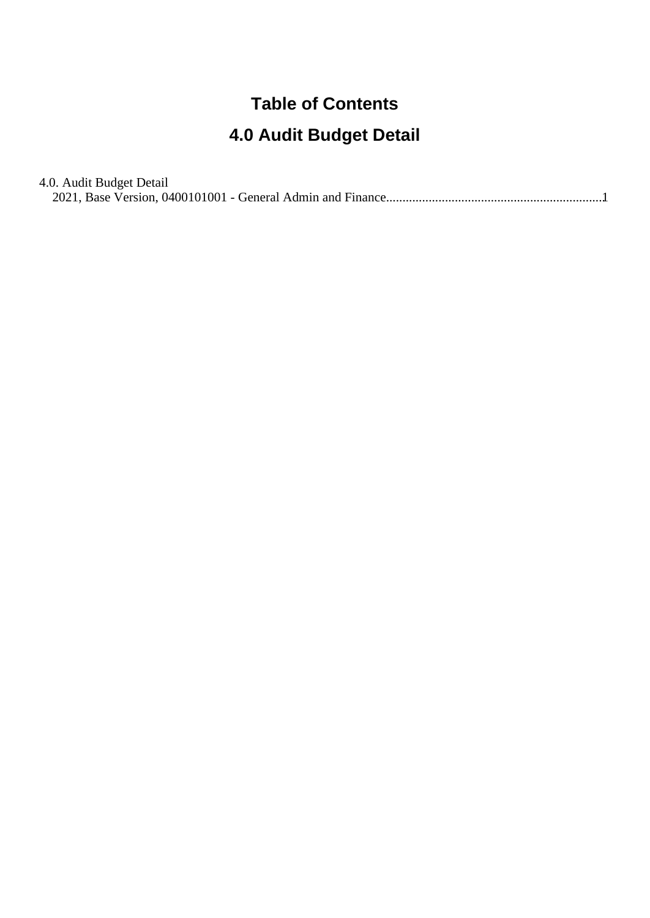# Table of Contents

# 4.0 Audit Budget Detail

4.0. Audit Budget Detail
  2021, Base Version, 0400101001 - General Admin and Finance....................................................................1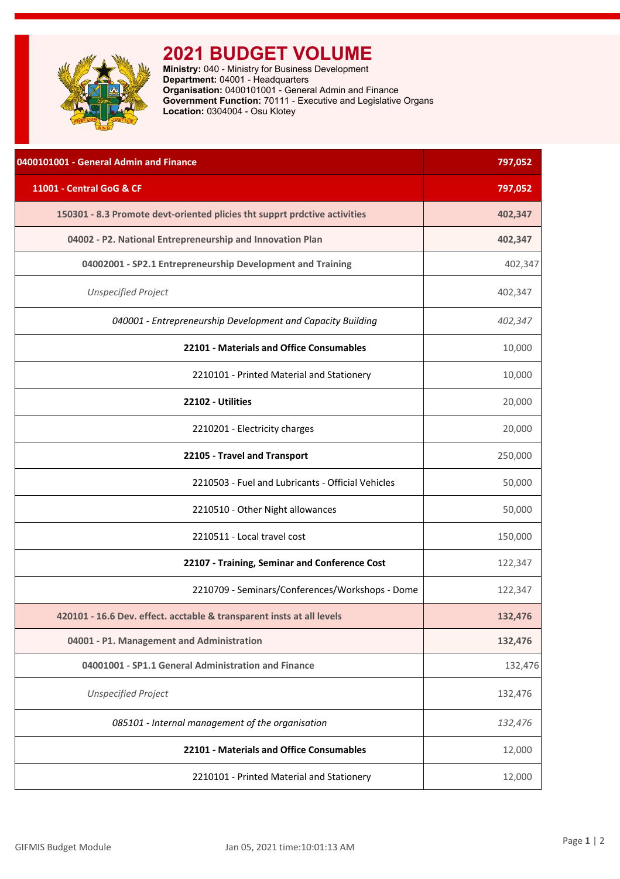# 2021 BUDGET VOLUME

**Ministry:** 040 - Ministry for Business Development
**Department:** 04001 - Headquarters
**Organisation:** 0400101001 - General Admin and Finance
**Government Function:** 70111 - Executive and Legislative Organs
**Location:** 0304004 - Osu Klotey

| 0400101001 - General Admin and Finance | 797,052 |
|---|---|
| 11001 - Central GoG & CF | 797,052 |
| 150301 - 8.3 Promote devt-oriented plicies tht supprt prdctive activities | 402,347 |
| 04002 - P2. National Entrepreneurship and Innovation Plan | 402,347 |
| 04002001 - SP2.1 Entrepreneurship Development and Training | 402,347 |
| *Unspecified Project* | 402,347 |
| *040001 - Entrepreneurship Development and Capacity Building* | *402,347* |
| **22101 - Materials and Office Consumables** | 10,000 |
| 2210101 - Printed Material and Stationery | 10,000 |
| **22102 - Utilities** | 20,000 |
| 2210201 - Electricity charges | 20,000 |
| **22105 - Travel and Transport** | 250,000 |
| 2210503 - Fuel and Lubricants - Official Vehicles | 50,000 |
| 2210510 - Other Night allowances | 50,000 |
| 2210511 - Local travel cost | 150,000 |
| **22107 - Training, Seminar and Conference Cost** | 122,347 |
| 2210709 - Seminars/Conferences/Workshops - Dome | 122,347 |
| 420101 - 16.6 Dev. effect. acctable & transparent insts at all levels | 132,476 |
| 04001 - P1. Management and Administration | 132,476 |
| 04001001 - SP1.1 General Administration and Finance | 132,476 |
| *Unspecified Project* | 132,476 |
| *085101 - Internal management of the organisation* | *132,476* |
| **22101 - Materials and Office Consumables** | 12,000 |
| 2210101 - Printed Material and Stationery | 12,000 |

GIFMIS Budget Module    Jan 05, 2021 time:10:01:13 AM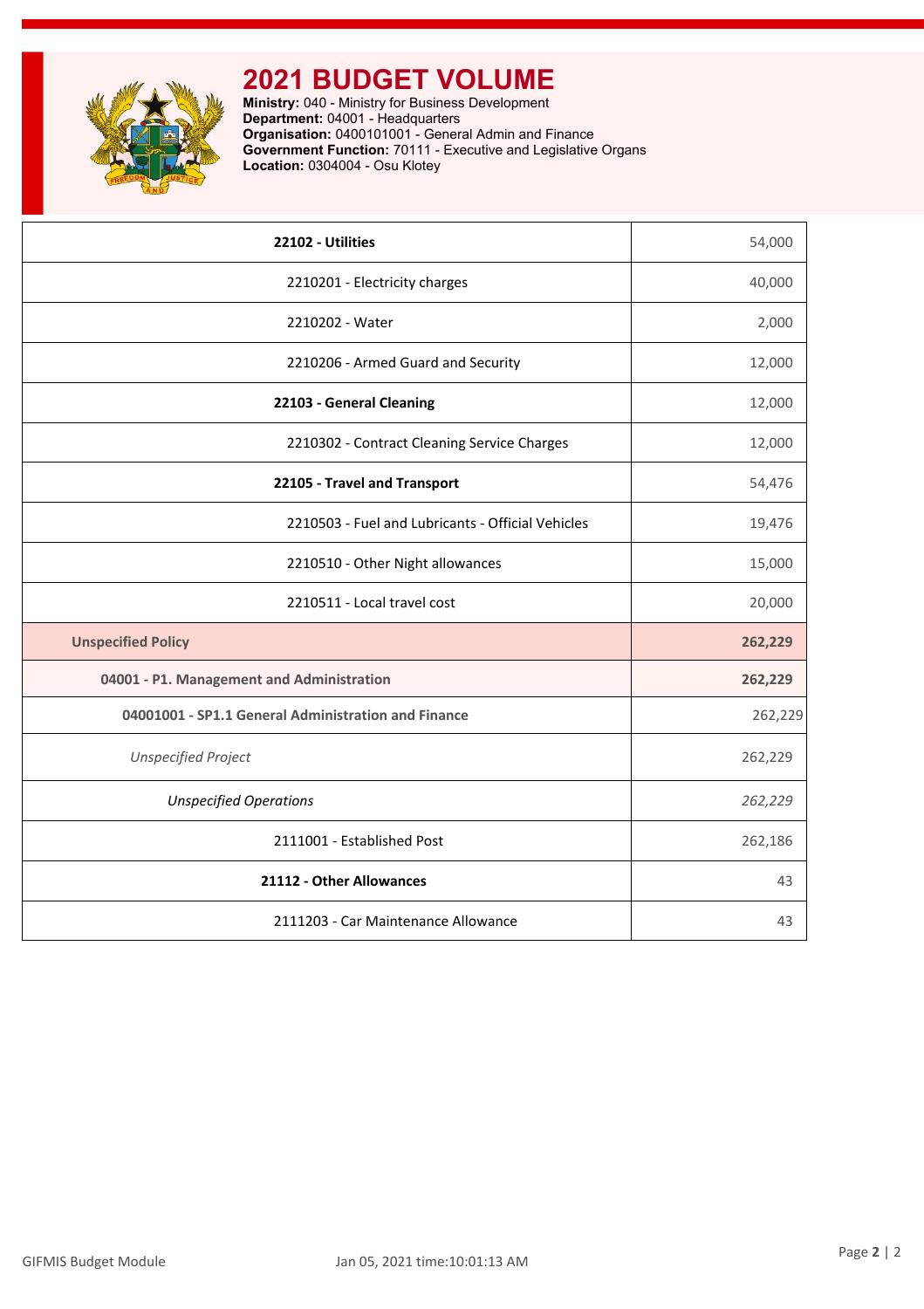# 2021 BUDGET VOLUME

**Ministry:** 040 - Ministry for Business Development
**Department:** 04001 - Headquarters
**Organisation:** 0400101001 - General Admin and Finance
**Government Function:** 70111 - Executive and Legislative Organs
**Location:** 0304004 - Osu Klotey

| | |
|---|---|
| **22102 - Utilities** | 54,000 |
| 2210201 - Electricity charges | 40,000 |
| 2210202 - Water | 2,000 |
| 2210206 - Armed Guard and Security | 12,000 |
| **22103 - General Cleaning** | 12,000 |
| 2210302 - Contract Cleaning Service Charges | 12,000 |
| **22105 - Travel and Transport** | 54,476 |
| 2210503 - Fuel and Lubricants - Official Vehicles | 19,476 |
| 2210510 - Other Night allowances | 15,000 |
| 2210511 - Local travel cost | 20,000 |
| **Unspecified Policy** | **262,229** |
| **04001 - P1. Management and Administration** | **262,229** |
| **04001001 - SP1.1 General Administration and Finance** | 262,229 |
| *Unspecified Project* | 262,229 |
| *Unspecified Operations* | *262,229* |
| 2111001 - Established Post | 262,186 |
| **21112 - Other Allowances** | 43 |
| 2111203 - Car Maintenance Allowance | 43 |

GIFMIS Budget Module Jan 05, 2021 time:10:01:13 AM